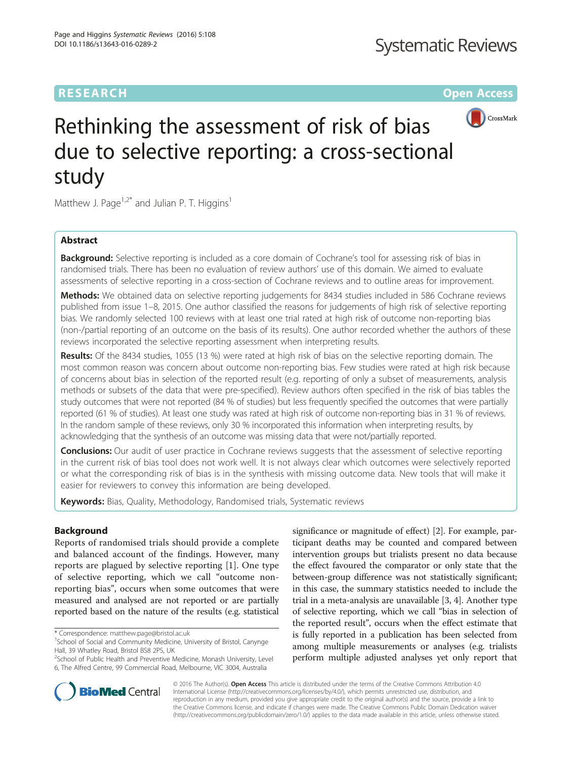RESEARCH

Open Access

# Rethinking the assessment of risk of bias due to selective reporting: a cross-sectional study

Matthew J. Page[1,2*] and Julian P. T. Higgins[1]

## Abstract

**Background:** Selective reporting is included as a core domain of Cochrane's tool for assessing risk of bias in randomised trials. There has been no evaluation of review authors' use of this domain. We aimed to evaluate assessments of selective reporting in a cross-section of Cochrane reviews and to outline areas for improvement.

**Methods:** We obtained data on selective reporting judgements for 8434 studies included in 586 Cochrane reviews published from issue 1–8, 2015. One author classified the reasons for judgements of high risk of selective reporting bias. We randomly selected 100 reviews with at least one trial rated at high risk of outcome non-reporting bias (non-/partial reporting of an outcome on the basis of its results). One author recorded whether the authors of these reviews incorporated the selective reporting assessment when interpreting results.

**Results:** Of the 8434 studies, 1055 (13 %) were rated at high risk of bias on the selective reporting domain. The most common reason was concern about outcome non-reporting bias. Few studies were rated at high risk because of concerns about bias in selection of the reported result (e.g. reporting of only a subset of measurements, analysis methods or subsets of the data that were pre-specified). Review authors often specified in the risk of bias tables the study outcomes that were not reported (84 % of studies) but less frequently specified the outcomes that were partially reported (61 % of studies). At least one study was rated at high risk of outcome non-reporting bias in 31 % of reviews. In the random sample of these reviews, only 30 % incorporated this information when interpreting results, by acknowledging that the synthesis of an outcome was missing data that were not/partially reported.

**Conclusions:** Our audit of user practice in Cochrane reviews suggests that the assessment of selective reporting in the current risk of bias tool does not work well. It is not always clear which outcomes were selectively reported or what the corresponding risk of bias is in the synthesis with missing outcome data. New tools that will make it easier for reviewers to convey this information are being developed.

**Keywords:** Bias, Quality, Methodology, Randomised trials, Systematic reviews

## Background

Reports of randomised trials should provide a complete and balanced account of the findings. However, many reports are plagued by selective reporting [1]. One type of selective reporting, which we call "outcome non-reporting bias", occurs when some outcomes that were measured and analysed are not reported or are partially reported based on the nature of the results (e.g. statistical significance or magnitude of effect) [2]. For example, participant deaths may be counted and compared between intervention groups but trialists present no data because the effect favoured the comparator or only state that the between-group difference was not statistically significant; in this case, the summary statistics needed to include the trial in a meta-analysis are unavailable [3, 4]. Another type of selective reporting, which we call "bias in selection of the reported result", occurs when the effect estimate that is fully reported in a publication has been selected from among multiple measurements or analyses (e.g. trialists perform multiple adjusted analyses yet only report that

* Correspondence: matthew.page@bristol.ac.uk

[1]School of Social and Community Medicine, University of Bristol, Canynge Hall, 39 Whatley Road, Bristol BS8 2PS, UK

[2]School of Public Health and Preventive Medicine, Monash University, Level 6, The Alfred Centre, 99 Commercial Road, Melbourne, VIC 3004, Australia

© 2016 The Author(s). **Open Access** This article is distributed under the terms of the Creative Commons Attribution 4.0 International License (http://creativecommons.org/licenses/by/4.0/), which permits unrestricted use, distribution, and reproduction in any medium, provided you give appropriate credit to the original author(s) and the source, provide a link to the Creative Commons license, and indicate if changes were made. The Creative Commons Public Domain Dedication waiver (http://creativecommons.org/publicdomain/zero/1.0/) applies to the data made available in this article, unless otherwise stated.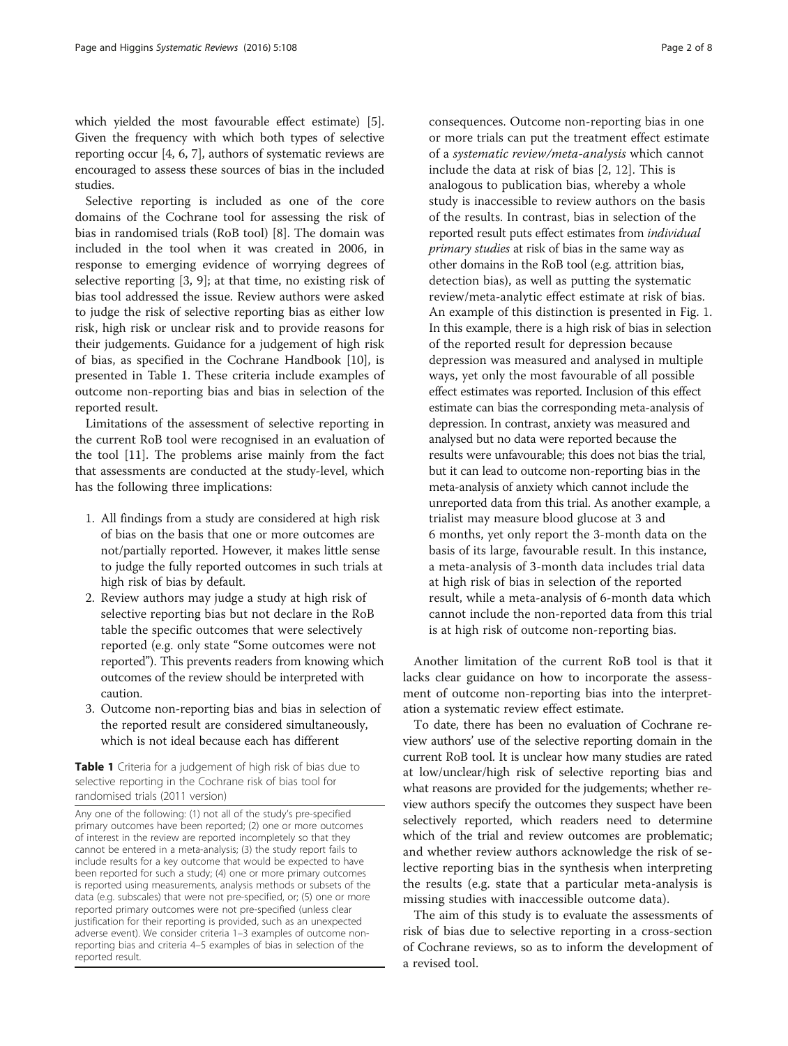which yielded the most favourable effect estimate) [5]. Given the frequency with which both types of selective reporting occur [4, 6, 7], authors of systematic reviews are encouraged to assess these sources of bias in the included studies.

Selective reporting is included as one of the core domains of the Cochrane tool for assessing the risk of bias in randomised trials (RoB tool) [8]. The domain was included in the tool when it was created in 2006, in response to emerging evidence of worrying degrees of selective reporting [3, 9]; at that time, no existing risk of bias tool addressed the issue. Review authors were asked to judge the risk of selective reporting bias as either low risk, high risk or unclear risk and to provide reasons for their judgements. Guidance for a judgement of high risk of bias, as specified in the Cochrane Handbook [10], is presented in Table 1. These criteria include examples of outcome non-reporting bias and bias in selection of the reported result.

Limitations of the assessment of selective reporting in the current RoB tool were recognised in an evaluation of the tool [11]. The problems arise mainly from the fact that assessments are conducted at the study-level, which has the following three implications:

1. All findings from a study are considered at high risk of bias on the basis that one or more outcomes are not/partially reported. However, it makes little sense to judge the fully reported outcomes in such trials at high risk of bias by default.
2. Review authors may judge a study at high risk of selective reporting bias but not declare in the RoB table the specific outcomes that were selectively reported (e.g. only state "Some outcomes were not reported"). This prevents readers from knowing which outcomes of the review should be interpreted with caution.
3. Outcome non-reporting bias and bias in selection of the reported result are considered simultaneously, which is not ideal because each has different consequences. Outcome non-reporting bias in one or more trials can put the treatment effect estimate of a *systematic review/meta-analysis* which cannot include the data at risk of bias [2, 12]. This is analogous to publication bias, whereby a whole study is inaccessible to review authors on the basis of the results. In contrast, bias in selection of the reported result puts effect estimates from *individual primary studies* at risk of bias in the same way as other domains in the RoB tool (e.g. attrition bias, detection bias), as well as putting the systematic review/meta-analytic effect estimate at risk of bias. An example of this distinction is presented in Fig. 1. In this example, there is a high risk of bias in selection of the reported result for depression because depression was measured and analysed in multiple ways, yet only the most favourable of all possible effect estimates was reported. Inclusion of this effect estimate can bias the corresponding meta-analysis of depression. In contrast, anxiety was measured and analysed but no data were reported because the results were unfavourable; this does not bias the trial, but it can lead to outcome non-reporting bias in the meta-analysis of anxiety which cannot include the unreported data from this trial. As another example, a trialist may measure blood glucose at 3 and 6 months, yet only report the 3-month data on the basis of its large, favourable result. In this instance, a meta-analysis of 3-month data includes trial data at high risk of bias in selection of the reported result, while a meta-analysis of 6-month data which cannot include the non-reported data from this trial is at high risk of outcome non-reporting bias.

**Table 1** Criteria for a judgement of high risk of bias due to selective reporting in the Cochrane risk of bias tool for randomised trials (2011 version)

| |
|---|
| Any one of the following: (1) not all of the study's pre-specified primary outcomes have been reported; (2) one or more outcomes of interest in the review are reported incompletely so that they cannot be entered in a meta-analysis; (3) the study report fails to include results for a key outcome that would be expected to have been reported for such a study; (4) one or more primary outcomes is reported using measurements, analysis methods or subsets of the data (e.g. subscales) that were not pre-specified, or; (5) one or more reported primary outcomes were not pre-specified (unless clear justification for their reporting is provided, such as an unexpected adverse event). We consider criteria 1–3 examples of outcome non-reporting bias and criteria 4–5 examples of bias in selection of the reported result. |

Another limitation of the current RoB tool is that it lacks clear guidance on how to incorporate the assessment of outcome non-reporting bias into the interpretation a systematic review effect estimate.

To date, there has been no evaluation of Cochrane review authors' use of the selective reporting domain in the current RoB tool. It is unclear how many studies are rated at low/unclear/high risk of selective reporting bias and what reasons are provided for the judgements; whether review authors specify the outcomes they suspect have been selectively reported, which readers need to determine which of the trial and review outcomes are problematic; and whether review authors acknowledge the risk of selective reporting bias in the synthesis when interpreting the results (e.g. state that a particular meta-analysis is missing studies with inaccessible outcome data).

The aim of this study is to evaluate the assessments of risk of bias due to selective reporting in a cross-section of Cochrane reviews, so as to inform the development of a revised tool.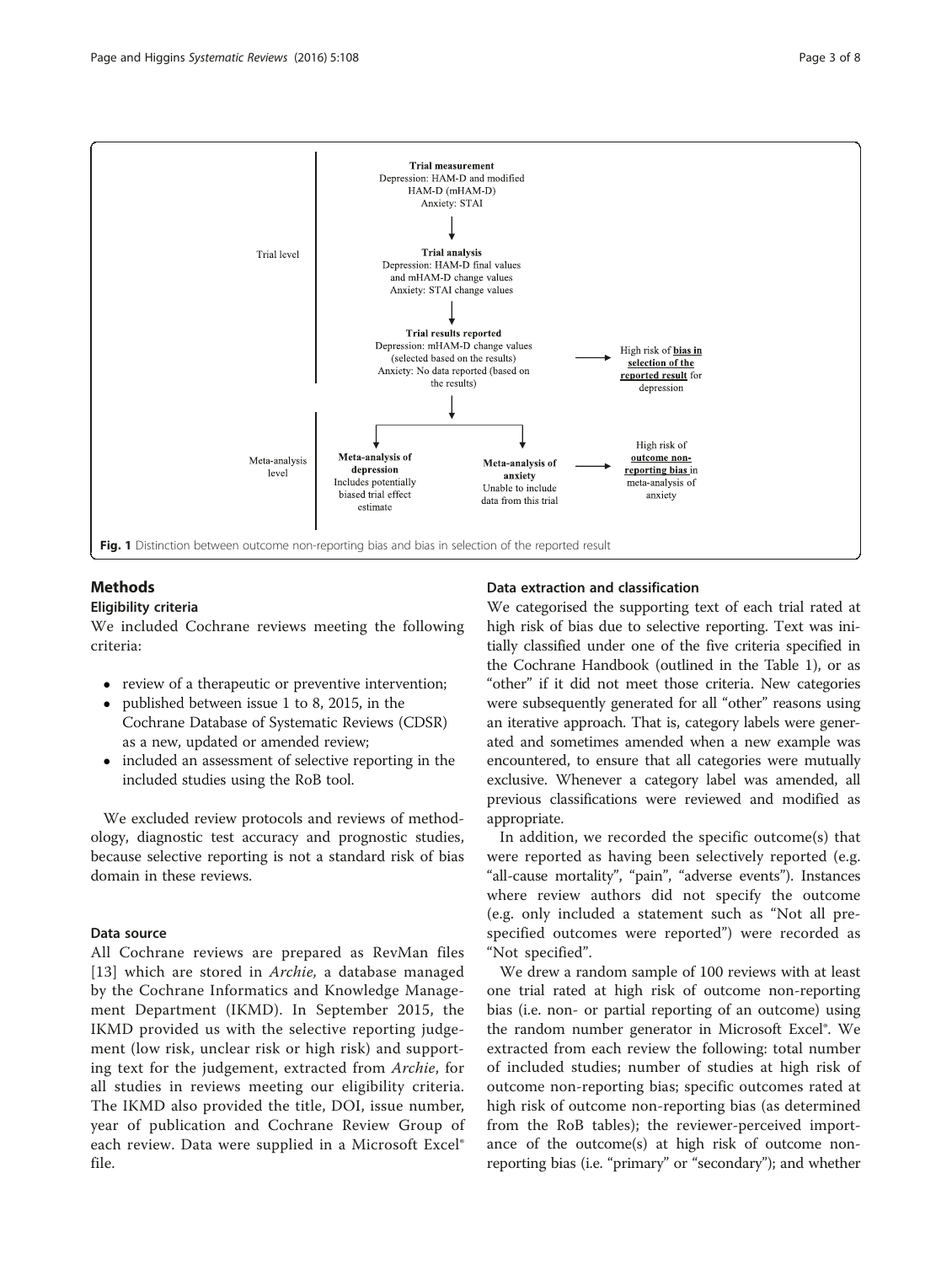Trial level

**Trial measurement**
Depression: HAM-D and modified HAM-D (mHAM-D)
Anxiety: STAI

↓

**Trial analysis**
Depression: HAM-D final values and mHAM-D change values
Anxiety: STAI change values

↓

**Trial results reported**
Depression: mHAM-D change values (selected based on the results)
Anxiety: No data reported (based on the results)

→ High risk of **bias in selection of the reported result** for depression

Meta-analysis level

**Meta-analysis of depression**
Includes potentially biased trial effect estimate

**Meta-analysis of anxiety**
Unable to include data from this trial

→ High risk of **outcome non-reporting bias** in meta-analysis of anxiety

**Fig. 1** Distinction between outcome non-reporting bias and bias in selection of the reported result

## Methods

### Eligibility criteria

We included Cochrane reviews meeting the following criteria:

- review of a therapeutic or preventive intervention;
- published between issue 1 to 8, 2015, in the Cochrane Database of Systematic Reviews (CDSR) as a new, updated or amended review;
- included an assessment of selective reporting in the included studies using the RoB tool.

We excluded review protocols and reviews of methodology, diagnostic test accuracy and prognostic studies, because selective reporting is not a standard risk of bias domain in these reviews.

### Data source

All Cochrane reviews are prepared as RevMan files [13] which are stored in *Archie*, a database managed by the Cochrane Informatics and Knowledge Management Department (IKMD). In September 2015, the IKMD provided us with the selective reporting judgement (low risk, unclear risk or high risk) and supporting text for the judgement, extracted from *Archie*, for all studies in reviews meeting our eligibility criteria. The IKMD also provided the title, DOI, issue number, year of publication and Cochrane Review Group of each review. Data were supplied in a Microsoft Excel® file.

### Data extraction and classification

We categorised the supporting text of each trial rated at high risk of bias due to selective reporting. Text was initially classified under one of the five criteria specified in the Cochrane Handbook (outlined in the Table 1), or as "other" if it did not meet those criteria. New categories were subsequently generated for all "other" reasons using an iterative approach. That is, category labels were generated and sometimes amended when a new example was encountered, to ensure that all categories were mutually exclusive. Whenever a category label was amended, all previous classifications were reviewed and modified as appropriate.

In addition, we recorded the specific outcome(s) that were reported as having been selectively reported (e.g. "all-cause mortality", "pain", "adverse events"). Instances where review authors did not specify the outcome (e.g. only included a statement such as "Not all pre-specified outcomes were reported") were recorded as "Not specified".

We drew a random sample of 100 reviews with at least one trial rated at high risk of outcome non-reporting bias (i.e. non- or partial reporting of an outcome) using the random number generator in Microsoft Excel®. We extracted from each review the following: total number of included studies; number of studies at high risk of outcome non-reporting bias; specific outcomes rated at high risk of outcome non-reporting bias (as determined from the RoB tables); the reviewer-perceived importance of the outcome(s) at high risk of outcome non-reporting bias (i.e. "primary" or "secondary"); and whether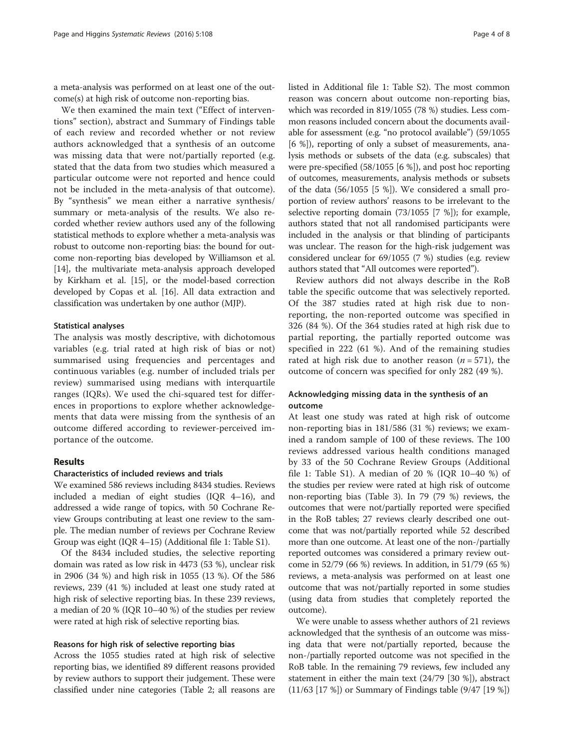a meta-analysis was performed on at least one of the outcome(s) at high risk of outcome non-reporting bias.

We then examined the main text ("Effect of interventions" section), abstract and Summary of Findings table of each review and recorded whether or not review authors acknowledged that a synthesis of an outcome was missing data that were not/partially reported (e.g. stated that the data from two studies which measured a particular outcome were not reported and hence could not be included in the meta-analysis of that outcome). By "synthesis" we mean either a narrative synthesis/summary or meta-analysis of the results. We also recorded whether review authors used any of the following statistical methods to explore whether a meta-analysis was robust to outcome non-reporting bias: the bound for outcome non-reporting bias developed by Williamson et al. [14], the multivariate meta-analysis approach developed by Kirkham et al. [15], or the model-based correction developed by Copas et al. [16]. All data extraction and classification was undertaken by one author (MJP).

### Statistical analyses

The analysis was mostly descriptive, with dichotomous variables (e.g. trial rated at high risk of bias or not) summarised using frequencies and percentages and continuous variables (e.g. number of included trials per review) summarised using medians with interquartile ranges (IQRs). We used the chi-squared test for differences in proportions to explore whether acknowledgements that data were missing from the synthesis of an outcome differed according to reviewer-perceived importance of the outcome.

## Results

### Characteristics of included reviews and trials

We examined 586 reviews including 8434 studies. Reviews included a median of eight studies (IQR 4–16), and addressed a wide range of topics, with 50 Cochrane Review Groups contributing at least one review to the sample. The median number of reviews per Cochrane Review Group was eight (IQR 4–15) (Additional file 1: Table S1).

Of the 8434 included studies, the selective reporting domain was rated as low risk in 4473 (53 %), unclear risk in 2906 (34 %) and high risk in 1055 (13 %). Of the 586 reviews, 239 (41 %) included at least one study rated at high risk of selective reporting bias. In these 239 reviews, a median of 20 % (IQR 10–40 %) of the studies per review were rated at high risk of selective reporting bias.

### Reasons for high risk of selective reporting bias

Across the 1055 studies rated at high risk of selective reporting bias, we identified 89 different reasons provided by review authors to support their judgement. These were classified under nine categories (Table 2; all reasons are listed in Additional file 1: Table S2). The most common reason was concern about outcome non-reporting bias, which was recorded in 819/1055 (78 %) studies. Less common reasons included concern about the documents available for assessment (e.g. "no protocol available") (59/1055 [6 %]), reporting of only a subset of measurements, analysis methods or subsets of the data (e.g. subscales) that were pre-specified (58/1055 [6 %]), and post hoc reporting of outcomes, measurements, analysis methods or subsets of the data (56/1055 [5 %]). We considered a small proportion of review authors' reasons to be irrelevant to the selective reporting domain (73/1055 [7 %]); for example, authors stated that not all randomised participants were included in the analysis or that blinding of participants was unclear. The reason for the high-risk judgement was considered unclear for 69/1055 (7 %) studies (e.g. review authors stated that "All outcomes were reported").

Review authors did not always describe in the RoB table the specific outcome that was selectively reported. Of the 387 studies rated at high risk due to non-reporting, the non-reported outcome was specified in 326 (84 %). Of the 364 studies rated at high risk due to partial reporting, the partially reported outcome was specified in 222 (61 %). And of the remaining studies rated at high risk due to another reason ($n = 571$), the outcome of concern was specified for only 282 (49 %).

### Acknowledging missing data in the synthesis of an outcome

At least one study was rated at high risk of outcome non-reporting bias in 181/586 (31 %) reviews; we examined a random sample of 100 of these reviews. The 100 reviews addressed various health conditions managed by 33 of the 50 Cochrane Review Groups (Additional file 1: Table S1). A median of 20 % (IQR 10–40 %) of the studies per review were rated at high risk of outcome non-reporting bias (Table 3). In 79 (79 %) reviews, the outcomes that were not/partially reported were specified in the RoB tables; 27 reviews clearly described one outcome that was not/partially reported while 52 described more than one outcome. At least one of the non-/partially reported outcomes was considered a primary review outcome in 52/79 (66 %) reviews. In addition, in 51/79 (65 %) reviews, a meta-analysis was performed on at least one outcome that was not/partially reported in some studies (using data from studies that completely reported the outcome).

We were unable to assess whether authors of 21 reviews acknowledged that the synthesis of an outcome was missing data that were not/partially reported, because the non-/partially reported outcome was not specified in the RoB table. In the remaining 79 reviews, few included any statement in either the main text (24/79 [30 %]), abstract (11/63 [17 %]) or Summary of Findings table (9/47 [19 %])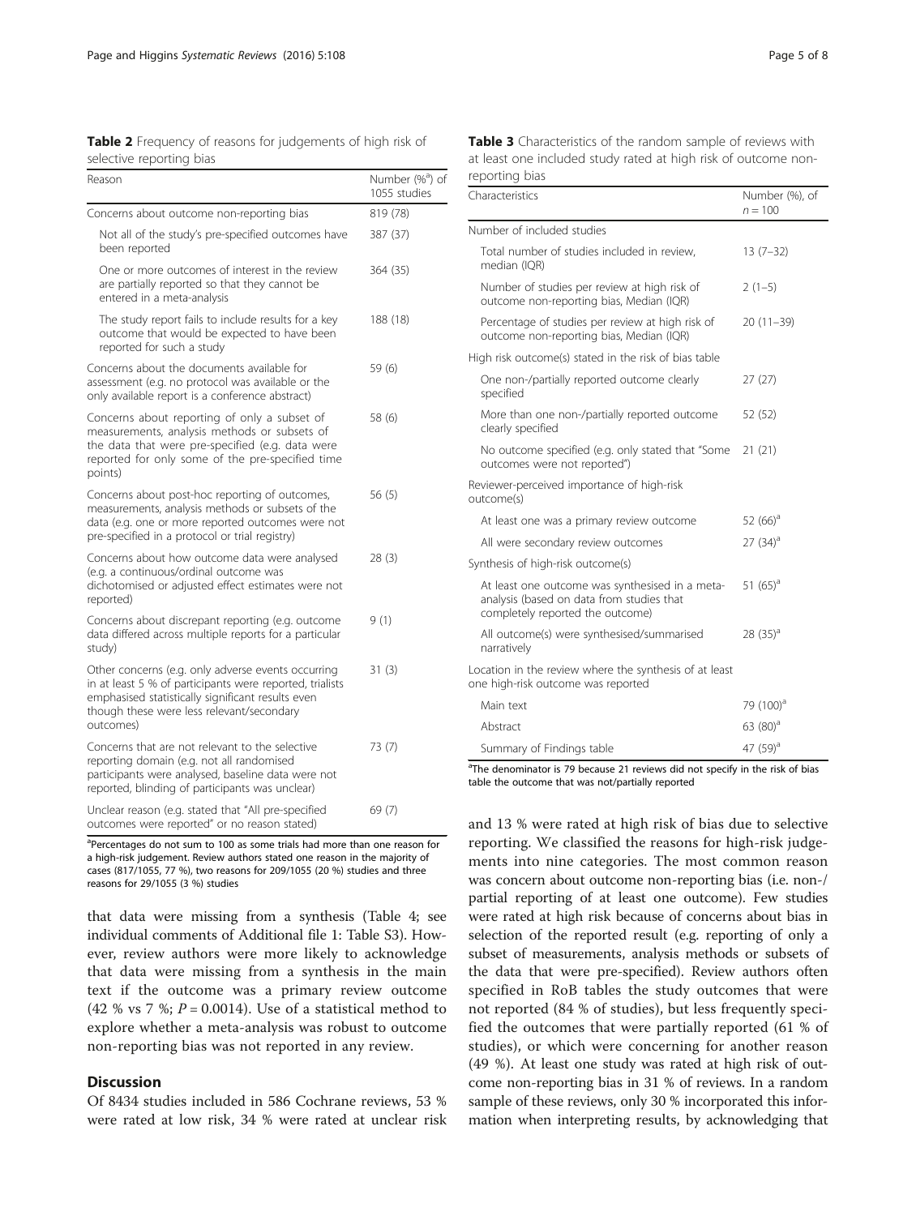**Table 2** Frequency of reasons for judgements of high risk of selective reporting bias

| Reason | Number (%[a]) of 1055 studies |
|---|---|
| Concerns about outcome non-reporting bias | 819 (78) |
| Not all of the study's pre-specified outcomes have been reported | 387 (37) |
| One or more outcomes of interest in the review are partially reported so that they cannot be entered in a meta-analysis | 364 (35) |
| The study report fails to include results for a key outcome that would be expected to have been reported for such a study | 188 (18) |
| Concerns about the documents available for assessment (e.g. no protocol was available or the only available report is a conference abstract) | 59 (6) |
| Concerns about reporting of only a subset of measurements, analysis methods or subsets of the data that were pre-specified (e.g. data were reported for only some of the pre-specified time points) | 58 (6) |
| Concerns about post-hoc reporting of outcomes, measurements, analysis methods or subsets of the data (e.g. one or more reported outcomes were not pre-specified in a protocol or trial registry) | 56 (5) |
| Concerns about how outcome data were analysed (e.g. a continuous/ordinal outcome was dichotomised or adjusted effect estimates were not reported) | 28 (3) |
| Concerns about discrepant reporting (e.g. outcome data differed across multiple reports for a particular study) | 9 (1) |
| Other concerns (e.g. only adverse events occurring in at least 5 % of participants were reported, trialists emphasised statistically significant results even though these were less relevant/secondary outcomes) | 31 (3) |
| Concerns that are not relevant to the selective reporting domain (e.g. not all randomised participants were analysed, baseline data were not reported, blinding of participants was unclear) | 73 (7) |
| Unclear reason (e.g. stated that "All pre-specified outcomes were reported" or no reason stated) | 69 (7) |

[a]Percentages do not sum to 100 as some trials had more than one reason for a high-risk judgement. Review authors stated one reason in the majority of cases (817/1055, 77 %), two reasons for 209/1055 (20 %) studies and three reasons for 29/1055 (3 %) studies

**Table 3** Characteristics of the random sample of reviews with at least one included study rated at high risk of outcome non-reporting bias

| Characteristics | Number (%), of $n = 100$ |
|---|---|
| Number of included studies | |
| Total number of studies included in review, median (IQR) | 13 (7–32) |
| Number of studies per review at high risk of outcome non-reporting bias, Median (IQR) | 2 (1–5) |
| Percentage of studies per review at high risk of outcome non-reporting bias, Median (IQR) | 20 (11–39) |
| High risk outcome(s) stated in the risk of bias table | |
| One non-/partially reported outcome clearly specified | 27 (27) |
| More than one non-/partially reported outcome clearly specified | 52 (52) |
| No outcome specified (e.g. only stated that "Some outcomes were not reported") | 21 (21) |
| Reviewer-perceived importance of high-risk outcome(s) | |
| At least one was a primary review outcome | 52 (66)[a] |
| All were secondary review outcomes | 27 (34)[a] |
| Synthesis of high-risk outcome(s) | |
| At least one outcome was synthesised in a meta-analysis (based on data from studies that completely reported the outcome) | 51 (65)[a] |
| All outcome(s) were synthesised/summarised narratively | 28 (35)[a] |
| Location in the review where the synthesis of at least one high-risk outcome was reported | |
| Main text | 79 (100)[a] |
| Abstract | 63 (80)[a] |
| Summary of Findings table | 47 (59)[a] |

[a]The denominator is 79 because 21 reviews did not specify in the risk of bias table the outcome that was not/partially reported

that data were missing from a synthesis (Table 4; see individual comments of Additional file 1: Table S3). However, review authors were more likely to acknowledge that data were missing from a synthesis in the main text if the outcome was a primary review outcome (42 % vs 7 %; $P = 0.0014$). Use of a statistical method to explore whether a meta-analysis was robust to outcome non-reporting bias was not reported in any review.

## Discussion

Of 8434 studies included in 586 Cochrane reviews, 53 % were rated at low risk, 34 % were rated at unclear risk and 13 % were rated at high risk of bias due to selective reporting. We classified the reasons for high-risk judgements into nine categories. The most common reason was concern about outcome non-reporting bias (i.e. non-/partial reporting of at least one outcome). Few studies were rated at high risk because of concerns about bias in selection of the reported result (e.g. reporting of only a subset of measurements, analysis methods or subsets of the data that were pre-specified). Review authors often specified in RoB tables the study outcomes that were not reported (84 % of studies), but less frequently specified the outcomes that were partially reported (61 % of studies), or which were concerning for another reason (49 %). At least one study was rated at high risk of outcome non-reporting bias in 31 % of reviews. In a random sample of these reviews, only 30 % incorporated this information when interpreting results, by acknowledging that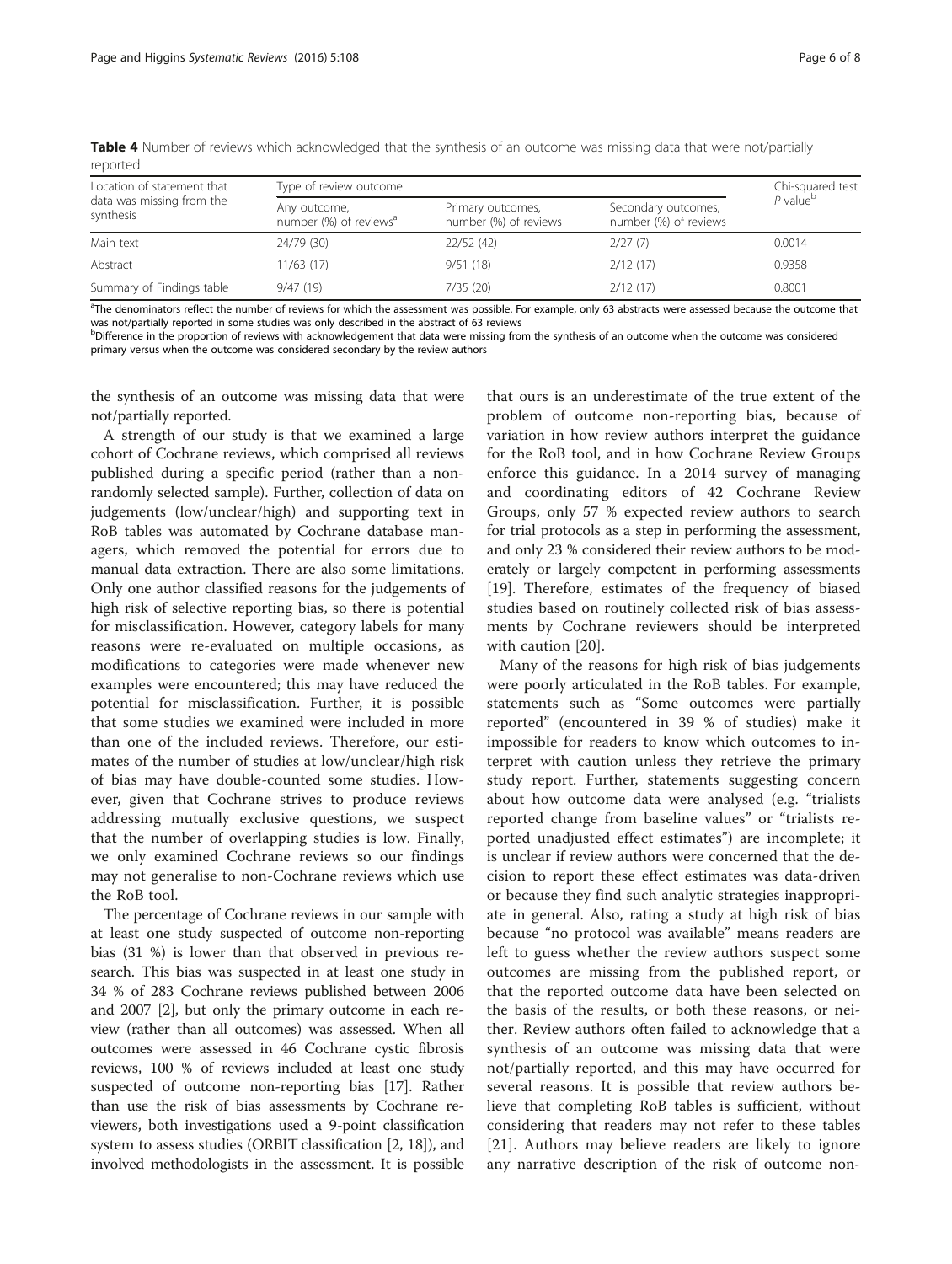**Table 4** Number of reviews which acknowledged that the synthesis of an outcome was missing data that were not/partially reported

| Location of statement that data was missing from the synthesis | Type of review outcome | | | Chi-squared test $P$ value[b] |
|---|---|---|---|---|
| | Any outcome, number (%) of reviews[a] | Primary outcomes, number (%) of reviews | Secondary outcomes, number (%) of reviews | |
| Main text | 24/79 (30) | 22/52 (42) | 2/27 (7) | 0.0014 |
| Abstract | 11/63 (17) | 9/51 (18) | 2/12 (17) | 0.9358 |
| Summary of Findings table | 9/47 (19) | 7/35 (20) | 2/12 (17) | 0.8001 |

[a]The denominators reflect the number of reviews for which the assessment was possible. For example, only 63 abstracts were assessed because the outcome that was not/partially reported in some studies was only described in the abstract of 63 reviews

[b]Difference in the proportion of reviews with acknowledgement that data were missing from the synthesis of an outcome when the outcome was considered primary versus when the outcome was considered secondary by the review authors

the synthesis of an outcome was missing data that were not/partially reported.

A strength of our study is that we examined a large cohort of Cochrane reviews, which comprised all reviews published during a specific period (rather than a non-randomly selected sample). Further, collection of data on judgements (low/unclear/high) and supporting text in RoB tables was automated by Cochrane database managers, which removed the potential for errors due to manual data extraction. There are also some limitations. Only one author classified reasons for the judgements of high risk of selective reporting bias, so there is potential for misclassification. However, category labels for many reasons were re-evaluated on multiple occasions, as modifications to categories were made whenever new examples were encountered; this may have reduced the potential for misclassification. Further, it is possible that some studies we examined were included in more than one of the included reviews. Therefore, our estimates of the number of studies at low/unclear/high risk of bias may have double-counted some studies. However, given that Cochrane strives to produce reviews addressing mutually exclusive questions, we suspect that the number of overlapping studies is low. Finally, we only examined Cochrane reviews so our findings may not generalise to non-Cochrane reviews which use the RoB tool.

The percentage of Cochrane reviews in our sample with at least one study suspected of outcome non-reporting bias (31 %) is lower than that observed in previous research. This bias was suspected in at least one study in 34 % of 283 Cochrane reviews published between 2006 and 2007 [2], but only the primary outcome in each review (rather than all outcomes) was assessed. When all outcomes were assessed in 46 Cochrane cystic fibrosis reviews, 100 % of reviews included at least one study suspected of outcome non-reporting bias [17]. Rather than use the risk of bias assessments by Cochrane reviewers, both investigations used a 9-point classification system to assess studies (ORBIT classification [2, 18]), and involved methodologists in the assessment. It is possible that ours is an underestimate of the true extent of the problem of outcome non-reporting bias, because of variation in how review authors interpret the guidance for the RoB tool, and in how Cochrane Review Groups enforce this guidance. In a 2014 survey of managing and coordinating editors of 42 Cochrane Review Groups, only 57 % expected review authors to search for trial protocols as a step in performing the assessment, and only 23 % considered their review authors to be moderately or largely competent in performing assessments [19]. Therefore, estimates of the frequency of biased studies based on routinely collected risk of bias assessments by Cochrane reviewers should be interpreted with caution [20].

Many of the reasons for high risk of bias judgements were poorly articulated in the RoB tables. For example, statements such as "Some outcomes were partially reported" (encountered in 39 % of studies) make it impossible for readers to know which outcomes to interpret with caution unless they retrieve the primary study report. Further, statements suggesting concern about how outcome data were analysed (e.g. "trialists reported change from baseline values" or "trialists reported unadjusted effect estimates") are incomplete; it is unclear if review authors were concerned that the decision to report these effect estimates was data-driven or because they find such analytic strategies inappropriate in general. Also, rating a study at high risk of bias because "no protocol was available" means readers are left to guess whether the review authors suspect some outcomes are missing from the published report, or that the reported outcome data have been selected on the basis of the results, or both these reasons, or neither. Review authors often failed to acknowledge that a synthesis of an outcome was missing data that were not/partially reported, and this may have occurred for several reasons. It is possible that review authors believe that completing RoB tables is sufficient, without considering that readers may not refer to these tables [21]. Authors may believe readers are likely to ignore any narrative description of the risk of outcome non-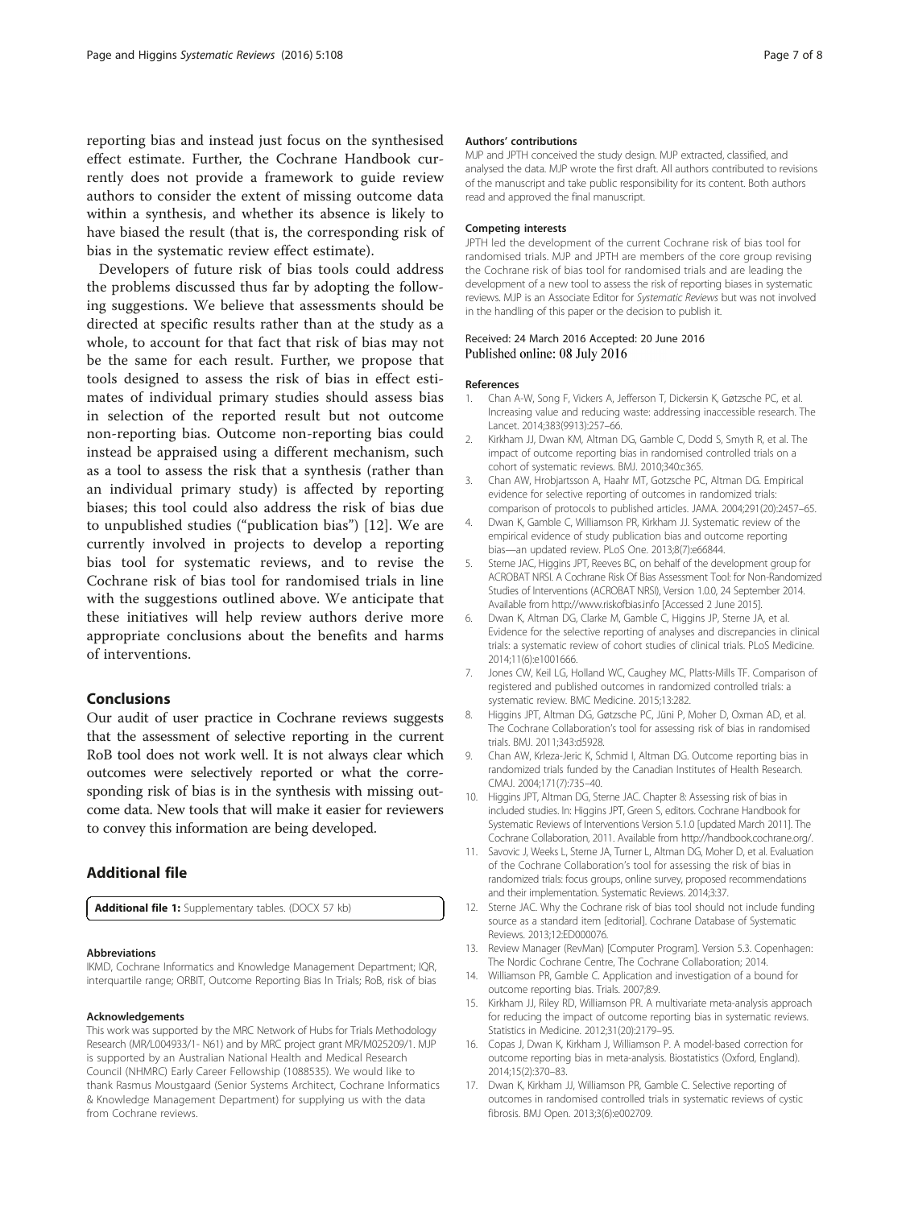reporting bias and instead just focus on the synthesised effect estimate. Further, the Cochrane Handbook currently does not provide a framework to guide review authors to consider the extent of missing outcome data within a synthesis, and whether its absence is likely to have biased the result (that is, the corresponding risk of bias in the systematic review effect estimate).

Developers of future risk of bias tools could address the problems discussed thus far by adopting the following suggestions. We believe that assessments should be directed at specific results rather than at the study as a whole, to account for that fact that risk of bias may not be the same for each result. Further, we propose that tools designed to assess the risk of bias in effect estimates of individual primary studies should assess bias in selection of the reported result but not outcome non-reporting bias. Outcome non-reporting bias could instead be appraised using a different mechanism, such as a tool to assess the risk that a synthesis (rather than an individual primary study) is affected by reporting biases; this tool could also address the risk of bias due to unpublished studies ("publication bias") [12]. We are currently involved in projects to develop a reporting bias tool for systematic reviews, and to revise the Cochrane risk of bias tool for randomised trials in line with the suggestions outlined above. We anticipate that these initiatives will help review authors derive more appropriate conclusions about the benefits and harms of interventions.

## Conclusions

Our audit of user practice in Cochrane reviews suggests that the assessment of selective reporting in the current RoB tool does not work well. It is not always clear which outcomes were selectively reported or what the corresponding risk of bias is in the synthesis with missing outcome data. New tools that will make it easier for reviewers to convey this information are being developed.

## Additional file

**Additional file 1:** Supplementary tables. (DOCX 57 kb)

#### Abbreviations

IKMD, Cochrane Informatics and Knowledge Management Department; IQR, interquartile range; ORBIT, Outcome Reporting Bias In Trials; RoB, risk of bias

#### Acknowledgements

This work was supported by the MRC Network of Hubs for Trials Methodology Research (MR/L004933/1- N61) and by MRC project grant MR/M025209/1. MJP is supported by an Australian National Health and Medical Research Council (NHMRC) Early Career Fellowship (1088535). We would like to thank Rasmus Moustgaard (Senior Systems Architect, Cochrane Informatics & Knowledge Management Department) for supplying us with the data from Cochrane reviews.

#### Authors' contributions

MJP and JPTH conceived the study design. MJP extracted, classified, and analysed the data. MJP wrote the first draft. All authors contributed to revisions of the manuscript and take public responsibility for its content. Both authors read and approved the final manuscript.

#### Competing interests

JPTH led the development of the current Cochrane risk of bias tool for randomised trials. MJP and JPTH are members of the core group revising the Cochrane risk of bias tool for randomised trials and are leading the development of a new tool to assess the risk of reporting biases in systematic reviews. MJP is an Associate Editor for *Systematic Reviews* but was not involved in the handling of this paper or the decision to publish it.

Received: 24 March 2016 Accepted: 20 June 2016
Published online: 08 July 2016

#### References

1. Chan A-W, Song F, Vickers A, Jefferson T, Dickersin K, Gøtzsche PC, et al. Increasing value and reducing waste: addressing inaccessible research. The Lancet. 2014;383(9913):257–66.
2. Kirkham JJ, Dwan KM, Altman DG, Gamble C, Dodd S, Smyth R, et al. The impact of outcome reporting bias in randomised controlled trials on a cohort of systematic reviews. BMJ. 2010;340:c365.
3. Chan AW, Hrobjartsson A, Haahr MT, Gotzsche PC, Altman DG. Empirical evidence for selective reporting of outcomes in randomized trials: comparison of protocols to published articles. JAMA. 2004;291(20):2457–65.
4. Dwan K, Gamble C, Williamson PR, Kirkham JJ. Systematic review of the empirical evidence of study publication bias and outcome reporting bias—an updated review. PLoS One. 2013;8(7):e66844.
5. Sterne JAC, Higgins JPT, Reeves BC, on behalf of the development group for ACROBAT NRSI. A Cochrane Risk Of Bias Assessment Tool: for Non-Randomized Studies of Interventions (ACROBAT NRSI), Version 1.0.0, 24 September 2014. Available from http://www.riskofbias.info [Accessed 2 June 2015].
6. Dwan K, Altman DG, Clarke M, Gamble C, Higgins JP, Sterne JA, et al. Evidence for the selective reporting of analyses and discrepancies in clinical trials: a systematic review of cohort studies of clinical trials. PLoS Medicine. 2014;11(6):e1001666.
7. Jones CW, Keil LG, Holland WC, Caughey MC, Platts-Mills TF. Comparison of registered and published outcomes in randomized controlled trials: a systematic review. BMC Medicine. 2015;13:282.
8. Higgins JPT, Altman DG, Gøtzsche PC, Jüni P, Moher D, Oxman AD, et al. The Cochrane Collaboration's tool for assessing risk of bias in randomised trials. BMJ. 2011;343:d5928.
9. Chan AW, Krleza-Jeric K, Schmid I, Altman DG. Outcome reporting bias in randomized trials funded by the Canadian Institutes of Health Research. CMAJ. 2004;171(7):735–40.
10. Higgins JPT, Altman DG, Sterne JAC. Chapter 8: Assessing risk of bias in included studies. In: Higgins JPT, Green S, editors. Cochrane Handbook for Systematic Reviews of Interventions Version 5.1.0 [updated March 2011]. The Cochrane Collaboration, 2011. Available from http://handbook.cochrane.org/.
11. Savovic J, Weeks L, Sterne JA, Turner L, Altman DG, Moher D, et al. Evaluation of the Cochrane Collaboration's tool for assessing the risk of bias in randomized trials: focus groups, online survey, proposed recommendations and their implementation. Systematic Reviews. 2014;3:37.
12. Sterne JAC. Why the Cochrane risk of bias tool should not include funding source as a standard item [editorial]. Cochrane Database of Systematic Reviews. 2013;12:ED000076.
13. Review Manager (RevMan) [Computer Program]. Version 5.3. Copenhagen: The Nordic Cochrane Centre, The Cochrane Collaboration; 2014.
14. Williamson PR, Gamble C. Application and investigation of a bound for outcome reporting bias. Trials. 2007;8:9.
15. Kirkham JJ, Riley RD, Williamson PR. A multivariate meta-analysis approach for reducing the impact of outcome reporting bias in systematic reviews. Statistics in Medicine. 2012;31(20):2179–95.
16. Copas J, Dwan K, Kirkham J, Williamson P. A model-based correction for outcome reporting bias in meta-analysis. Biostatistics (Oxford, England). 2014;15(2):370–83.
17. Dwan K, Kirkham JJ, Williamson PR, Gamble C. Selective reporting of outcomes in randomised controlled trials in systematic reviews of cystic fibrosis. BMJ Open. 2013;3(6):e002709.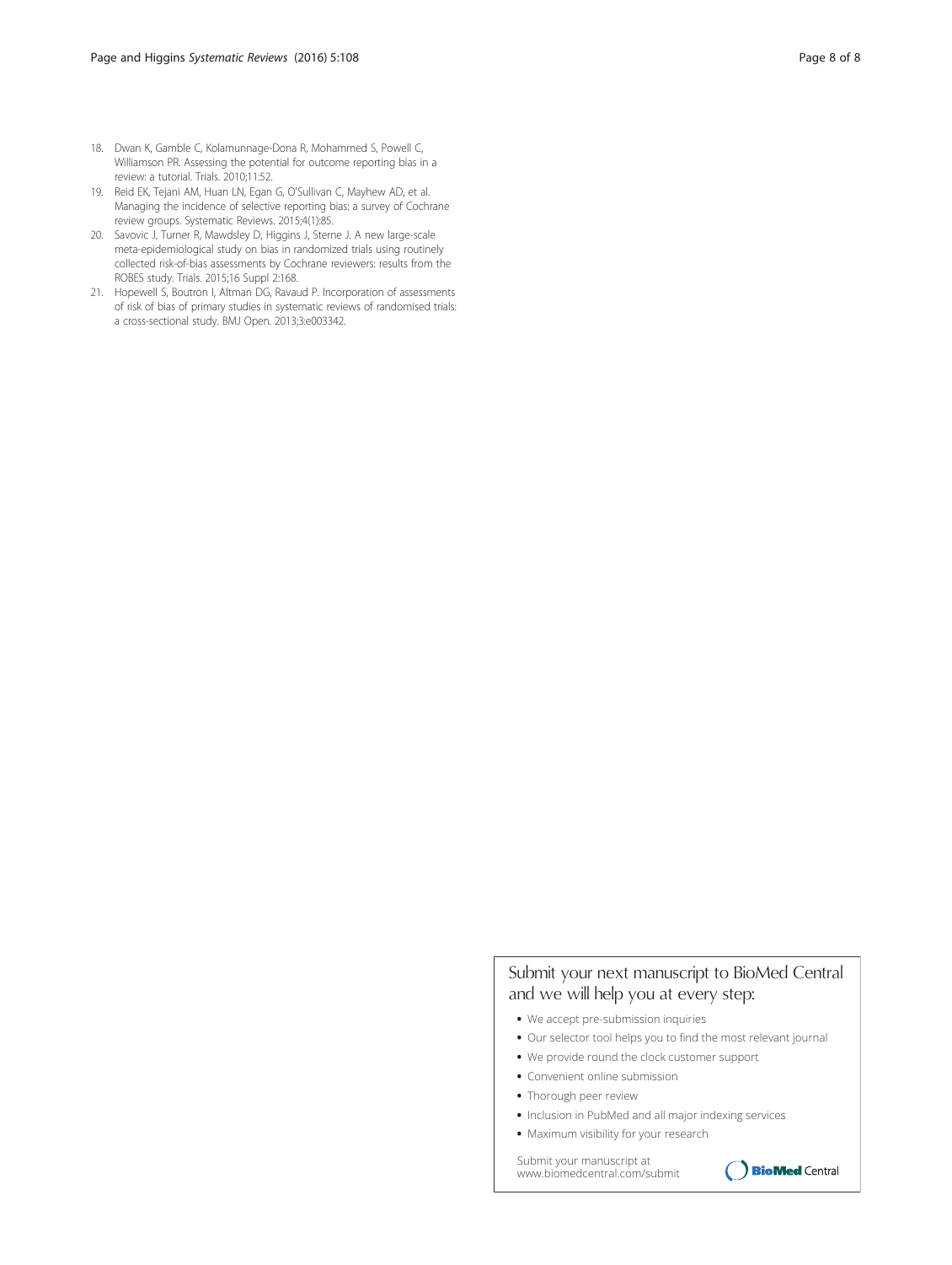18. Dwan K, Gamble C, Kolamunnage-Dona R, Mohammed S, Powell C, Williamson PR. Assessing the potential for outcome reporting bias in a review: a tutorial. Trials. 2010;11:52.
19. Reid EK, Tejani AM, Huan LN, Egan G, O'Sullivan C, Mayhew AD, et al. Managing the incidence of selective reporting bias: a survey of Cochrane review groups. Systematic Reviews. 2015;4(1):85.
20. Savovic J, Turner R, Mawdsley D, Higgins J, Sterne J. A new large-scale meta-epidemiological study on bias in randomized trials using routinely collected risk-of-bias assessments by Cochrane reviewers: results from the ROBES study. Trials. 2015;16 Suppl 2:168.
21. Hopewell S, Boutron I, Altman DG, Ravaud P. Incorporation of assessments of risk of bias of primary studies in systematic reviews of randomised trials: a cross-sectional study. BMJ Open. 2013;3:e003342.

Submit your next manuscript to BioMed Central and we will help you at every step:

- We accept pre-submission inquiries
- Our selector tool helps you to find the most relevant journal
- We provide round the clock customer support
- Convenient online submission
- Thorough peer review
- Inclusion in PubMed and all major indexing services
- Maximum visibility for your research

Submit your manuscript at
www.biomedcentral.com/submit

BioMed Central